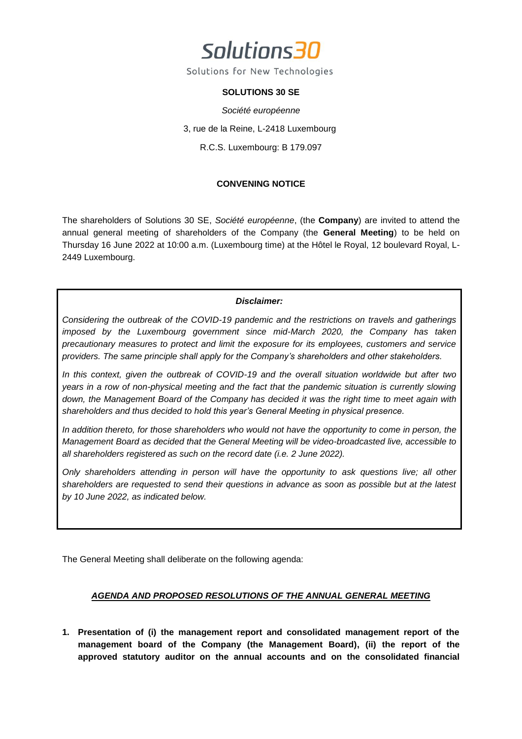Solutions30

Solutions for New Technologies

**SOLUTIONS 30 SE**

*Société européenne*

3, rue de la Reine, L-2418 Luxembourg

R.C.S. Luxembourg: B 179.097

**CONVENING NOTICE**

The shareholders of Solutions 30 SE, *Société européenne*, (the **Company**) are invited to attend the annual general meeting of shareholders of the Company (the **General Meeting**) to be held on Thursday 16 June 2022 at 10:00 a.m. (Luxembourg time) at the Hôtel le Royal, 12 boulevard Royal, L-2449 Luxembourg.

***Disclaimer:***

*Considering the outbreak of the COVID-19 pandemic and the restrictions on travels and gatherings imposed by the Luxembourg government since mid-March 2020, the Company has taken precautionary measures to protect and limit the exposure for its employees, customers and service providers. The same principle shall apply for the Company's shareholders and other stakeholders.*

*In this context, given the outbreak of COVID-19 and the overall situation worldwide but after two years in a row of non-physical meeting and the fact that the pandemic situation is currently slowing down, the Management Board of the Company has decided it was the right time to meet again with shareholders and thus decided to hold this year's General Meeting in physical presence.*

*In addition thereto, for those shareholders who would not have the opportunity to come in person, the Management Board as decided that the General Meeting will be video-broadcasted live, accessible to all shareholders registered as such on the record date (i.e. 2 June 2022).*

*Only shareholders attending in person will have the opportunity to ask questions live; all other shareholders are requested to send their questions in advance as soon as possible but at the latest by 10 June 2022, as indicated below.*

The General Meeting shall deliberate on the following agenda:

***AGENDA AND PROPOSED RESOLUTIONS OF THE ANNUAL GENERAL MEETING***

1. **Presentation of (i) the management report and consolidated management report of the management board of the Company (the Management Board), (ii) the report of the approved statutory auditor on the annual accounts and on the consolidated financial**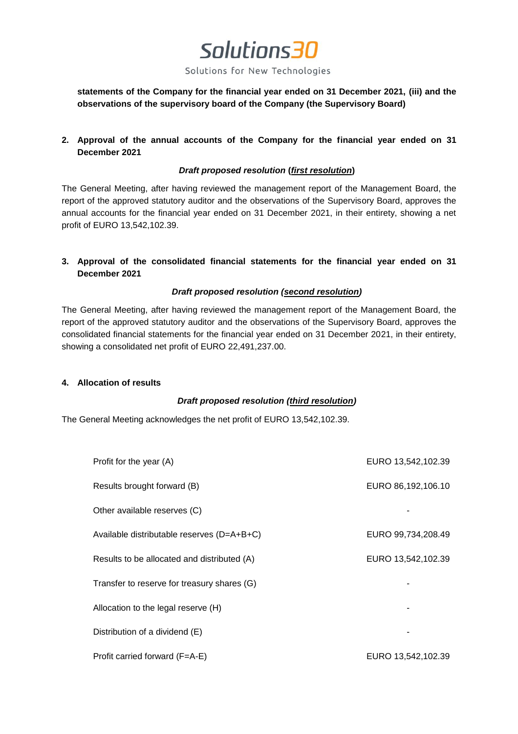**statements of the Company for the financial year ended on 31 December 2021, (iii) and the observations of the supervisory board of the Company (the Supervisory Board)**

**2. Approval of the annual accounts of the Company for the financial year ended on 31 December 2021**

***Draft proposed resolution (first resolution)***

The General Meeting, after having reviewed the management report of the Management Board, the report of the approved statutory auditor and the observations of the Supervisory Board, approves the annual accounts for the financial year ended on 31 December 2021, in their entirety, showing a net profit of EURO 13,542,102.39.

**3. Approval of the consolidated financial statements for the financial year ended on 31 December 2021**

***Draft proposed resolution (second resolution)***

The General Meeting, after having reviewed the management report of the Management Board, the report of the approved statutory auditor and the observations of the Supervisory Board, approves the consolidated financial statements for the financial year ended on 31 December 2021, in their entirety, showing a consolidated net profit of EURO 22,491,237.00.

**4. Allocation of results**

***Draft proposed resolution (third resolution)***

The General Meeting acknowledges the net profit of EURO 13,542,102.39.

| | |
|---|---|
| Profit for the year (A) | EURO 13,542,102.39 |
| Results brought forward (B) | EURO 86,192,106.10 |
| Other available reserves (C) | - |
| Available distributable reserves (D=A+B+C) | EURO 99,734,208.49 |
| Results to be allocated and distributed (A) | EURO 13,542,102.39 |
| Transfer to reserve for treasury shares (G) | - |
| Allocation to the legal reserve (H) | - |
| Distribution of a dividend (E) | - |
| Profit carried forward (F=A-E) | EURO 13,542,102.39 |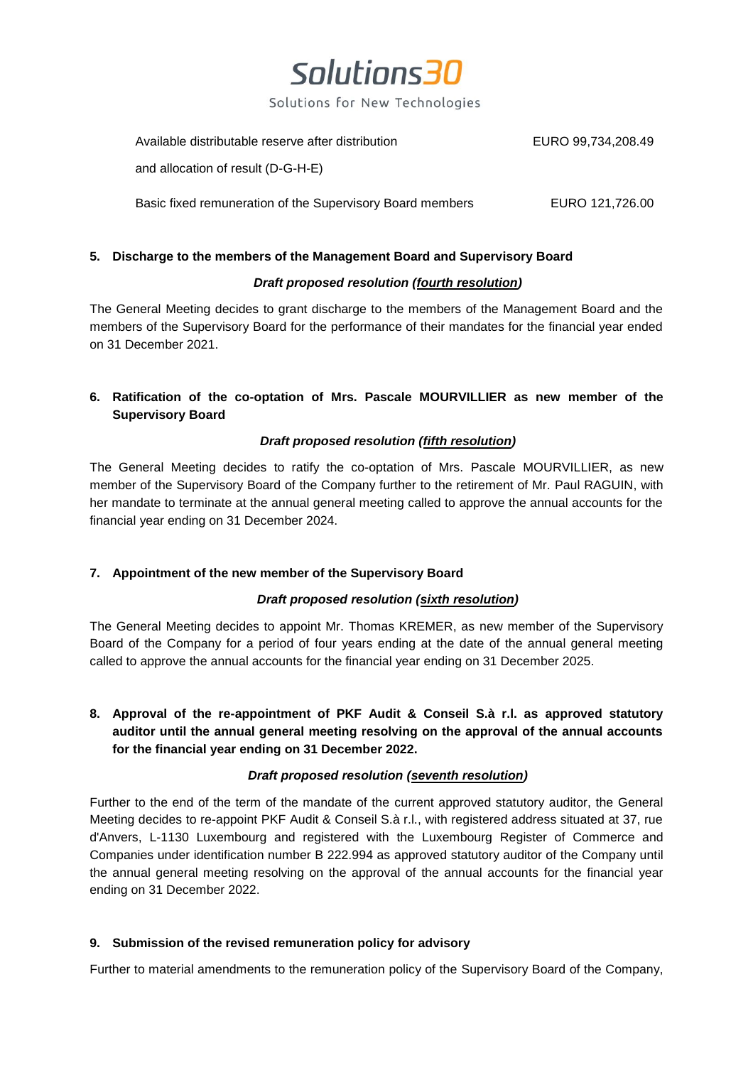| | |
|---|---|
| Available distributable reserve after distribution and allocation of result (D-G-H-E) | EURO 99,734,208.49 |
| Basic fixed remuneration of the Supervisory Board members | EURO 121,726.00 |

**5. Discharge to the members of the Management Board and Supervisory Board**

***Draft proposed resolution (fourth resolution)***

The General Meeting decides to grant discharge to the members of the Management Board and the members of the Supervisory Board for the performance of their mandates for the financial year ended on 31 December 2021.

**6. Ratification of the co-optation of Mrs. Pascale MOURVILLIER as new member of the Supervisory Board**

***Draft proposed resolution (fifth resolution)***

The General Meeting decides to ratify the co-optation of Mrs. Pascale MOURVILLIER, as new member of the Supervisory Board of the Company further to the retirement of Mr. Paul RAGUIN, with her mandate to terminate at the annual general meeting called to approve the annual accounts for the financial year ending on 31 December 2024.

**7. Appointment of the new member of the Supervisory Board**

***Draft proposed resolution (sixth resolution)***

The General Meeting decides to appoint Mr. Thomas KREMER, as new member of the Supervisory Board of the Company for a period of four years ending at the date of the annual general meeting called to approve the annual accounts for the financial year ending on 31 December 2025.

**8. Approval of the re-appointment of PKF Audit & Conseil S.à r.l. as approved statutory auditor until the annual general meeting resolving on the approval of the annual accounts for the financial year ending on 31 December 2022.**

***Draft proposed resolution (seventh resolution)***

Further to the end of the term of the mandate of the current approved statutory auditor, the General Meeting decides to re-appoint PKF Audit & Conseil S.à r.l., with registered address situated at 37, rue d'Anvers, L-1130 Luxembourg and registered with the Luxembourg Register of Commerce and Companies under identification number B 222.994 as approved statutory auditor of the Company until the annual general meeting resolving on the approval of the annual accounts for the financial year ending on 31 December 2022.

**9. Submission of the revised remuneration policy for advisory**

Further to material amendments to the remuneration policy of the Supervisory Board of the Company,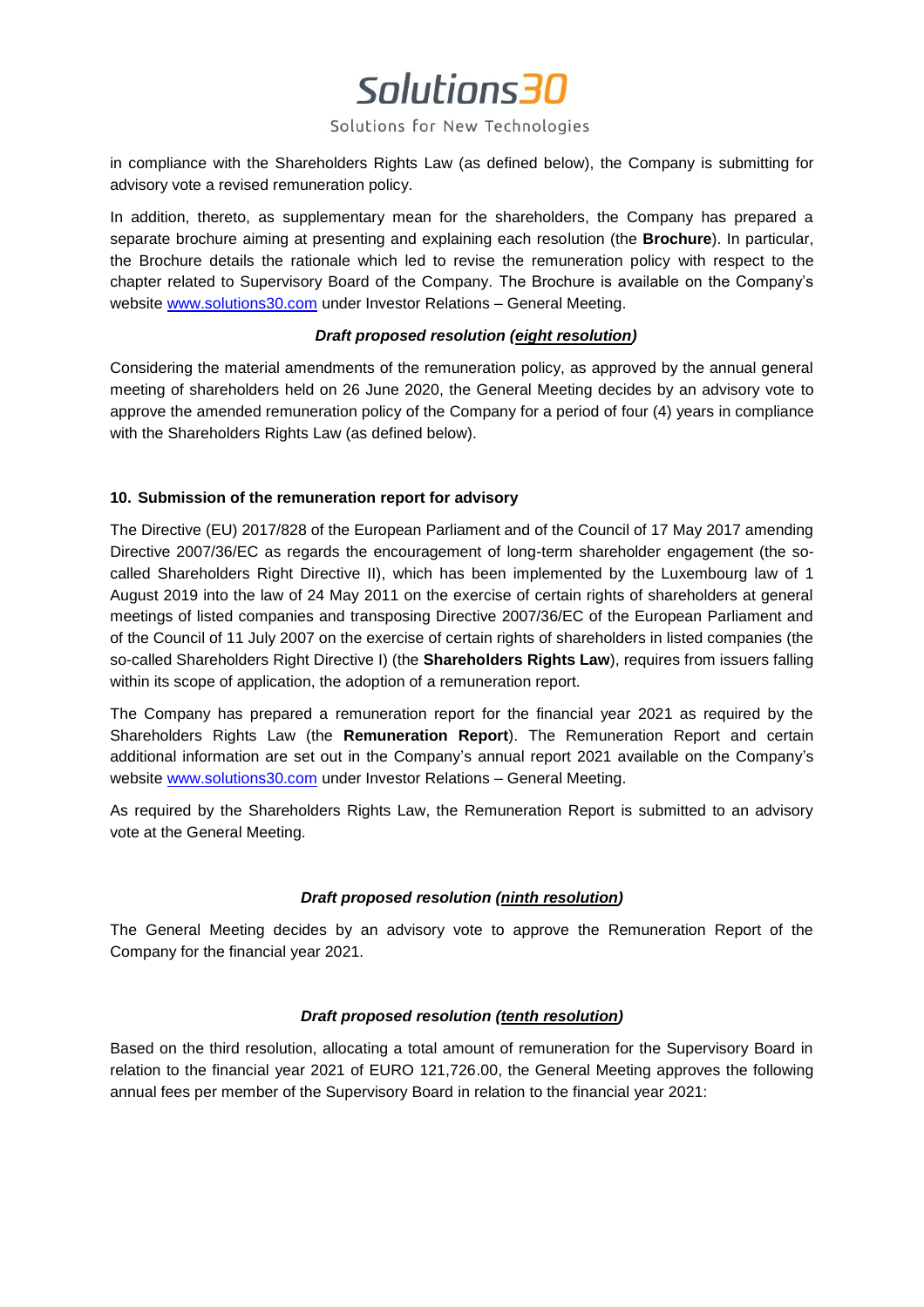in compliance with the Shareholders Rights Law (as defined below), the Company is submitting for advisory vote a revised remuneration policy.

In addition, thereto, as supplementary mean for the shareholders, the Company has prepared a separate brochure aiming at presenting and explaining each resolution (the **Brochure**). In particular, the Brochure details the rationale which led to revise the remuneration policy with respect to the chapter related to Supervisory Board of the Company. The Brochure is available on the Company's website [www.solutions30.com](http://www.solutions30.com) under Investor Relations – General Meeting.

***Draft proposed resolution (eight resolution)***

Considering the material amendments of the remuneration policy, as approved by the annual general meeting of shareholders held on 26 June 2020, the General Meeting decides by an advisory vote to approve the amended remuneration policy of the Company for a period of four (4) years in compliance with the Shareholders Rights Law (as defined below).

**10. Submission of the remuneration report for advisory**

The Directive (EU) 2017/828 of the European Parliament and of the Council of 17 May 2017 amending Directive 2007/36/EC as regards the encouragement of long-term shareholder engagement (the so-called Shareholders Right Directive II), which has been implemented by the Luxembourg law of 1 August 2019 into the law of 24 May 2011 on the exercise of certain rights of shareholders at general meetings of listed companies and transposing Directive 2007/36/EC of the European Parliament and of the Council of 11 July 2007 on the exercise of certain rights of shareholders in listed companies (the so-called Shareholders Right Directive I) (the **Shareholders Rights Law**), requires from issuers falling within its scope of application, the adoption of a remuneration report.

The Company has prepared a remuneration report for the financial year 2021 as required by the Shareholders Rights Law (the **Remuneration Report**). The Remuneration Report and certain additional information are set out in the Company's annual report 2021 available on the Company's website [www.solutions30.com](http://www.solutions30.com) under Investor Relations – General Meeting.

As required by the Shareholders Rights Law, the Remuneration Report is submitted to an advisory vote at the General Meeting.

***Draft proposed resolution (ninth resolution)***

The General Meeting decides by an advisory vote to approve the Remuneration Report of the Company for the financial year 2021.

***Draft proposed resolution (tenth resolution)***

Based on the third resolution, allocating a total amount of remuneration for the Supervisory Board in relation to the financial year 2021 of EURO 121,726.00, the General Meeting approves the following annual fees per member of the Supervisory Board in relation to the financial year 2021: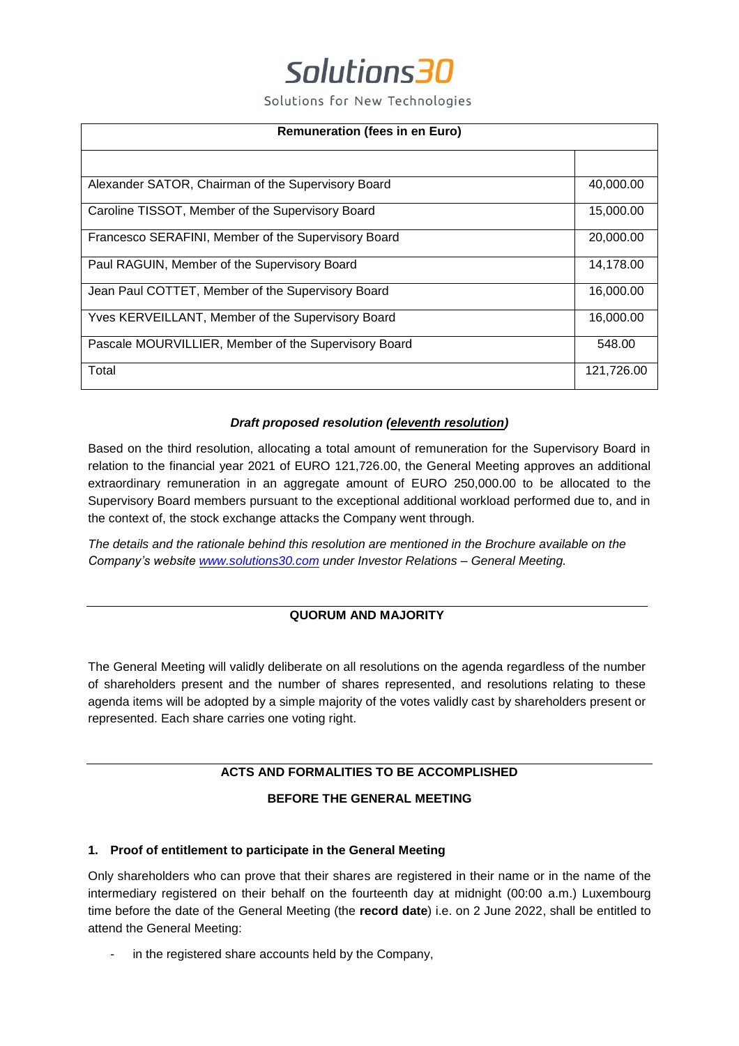| Remuneration (fees in en Euro) | |
|---|---|
| | |
| Alexander SATOR, Chairman of the Supervisory Board | 40,000.00 |
| Caroline TISSOT, Member of the Supervisory Board | 15,000.00 |
| Francesco SERAFINI, Member of the Supervisory Board | 20,000.00 |
| Paul RAGUIN, Member of the Supervisory Board | 14,178.00 |
| Jean Paul COTTET, Member of the Supervisory Board | 16,000.00 |
| Yves KERVEILLANT, Member of the Supervisory Board | 16,000.00 |
| Pascale MOURVILLIER, Member of the Supervisory Board | 548.00 |
| Total | 121,726.00 |

***Draft proposed resolution (eleventh resolution)***

Based on the third resolution, allocating a total amount of remuneration for the Supervisory Board in relation to the financial year 2021 of EURO 121,726.00, the General Meeting approves an additional extraordinary remuneration in an aggregate amount of EURO 250,000.00 to be allocated to the Supervisory Board members pursuant to the exceptional additional workload performed due to, and in the context of, the stock exchange attacks the Company went through.

*The details and the rationale behind this resolution are mentioned in the Brochure available on the Company's website www.solutions30.com under Investor Relations – General Meeting.*

## QUORUM AND MAJORITY

The General Meeting will validly deliberate on all resolutions on the agenda regardless of the number of shareholders present and the number of shares represented, and resolutions relating to these agenda items will be adopted by a simple majority of the votes validly cast by shareholders present or represented. Each share carries one voting right.

## ACTS AND FORMALITIES TO BE ACCOMPLISHED BEFORE THE GENERAL MEETING

### 1. Proof of entitlement to participate in the General Meeting

Only shareholders who can prove that their shares are registered in their name or in the name of the intermediary registered on their behalf on the fourteenth day at midnight (00:00 a.m.) Luxembourg time before the date of the General Meeting (the **record date**) i.e. on 2 June 2022, shall be entitled to attend the General Meeting:

- in the registered share accounts held by the Company,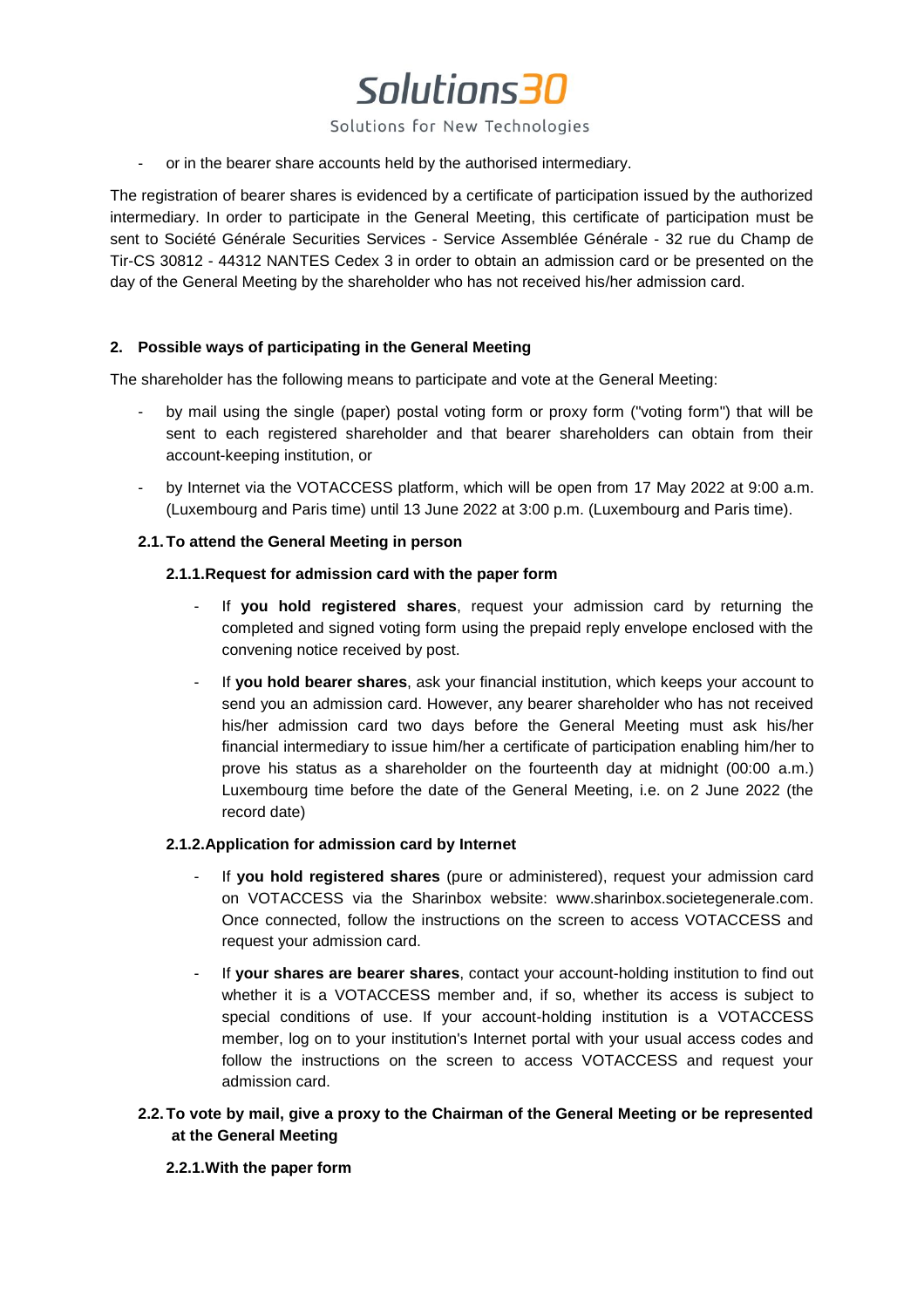- or in the bearer share accounts held by the authorised intermediary.

The registration of bearer shares is evidenced by a certificate of participation issued by the authorized intermediary. In order to participate in the General Meeting, this certificate of participation must be sent to Société Générale Securities Services - Service Assemblée Générale - 32 rue du Champ de Tir-CS 30812 - 44312 NANTES Cedex 3 in order to obtain an admission card or be presented on the day of the General Meeting by the shareholder who has not received his/her admission card.

## 2. Possible ways of participating in the General Meeting

The shareholder has the following means to participate and vote at the General Meeting:

- by mail using the single (paper) postal voting form or proxy form ("voting form") that will be sent to each registered shareholder and that bearer shareholders can obtain from their account-keeping institution, or
- by Internet via the VOTACCESS platform, which will be open from 17 May 2022 at 9:00 a.m. (Luxembourg and Paris time) until 13 June 2022 at 3:00 p.m. (Luxembourg and Paris time).

### 2.1. To attend the General Meeting in person

#### 2.1.1. Request for admission card with the paper form

- If **you hold registered shares**, request your admission card by returning the completed and signed voting form using the prepaid reply envelope enclosed with the convening notice received by post.
- If **you hold bearer shares**, ask your financial institution, which keeps your account to send you an admission card. However, any bearer shareholder who has not received his/her admission card two days before the General Meeting must ask his/her financial intermediary to issue him/her a certificate of participation enabling him/her to prove his status as a shareholder on the fourteenth day at midnight (00:00 a.m.) Luxembourg time before the date of the General Meeting, i.e. on 2 June 2022 (the record date)

#### 2.1.2. Application for admission card by Internet

- If **you hold registered shares** (pure or administered), request your admission card on VOTACCESS via the Sharinbox website: www.sharinbox.societegenerale.com. Once connected, follow the instructions on the screen to access VOTACCESS and request your admission card.
- If **your shares are bearer shares**, contact your account-holding institution to find out whether it is a VOTACCESS member and, if so, whether its access is subject to special conditions of use. If your account-holding institution is a VOTACCESS member, log on to your institution's Internet portal with your usual access codes and follow the instructions on the screen to access VOTACCESS and request your admission card.

### 2.2. To vote by mail, give a proxy to the Chairman of the General Meeting or be represented at the General Meeting

#### 2.2.1. With the paper form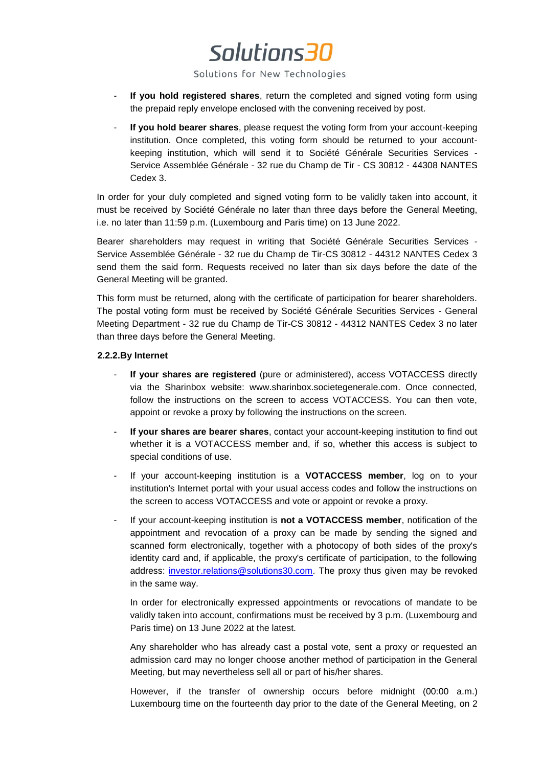- **If you hold registered shares**, return the completed and signed voting form using the prepaid reply envelope enclosed with the convening received by post.
- **If you hold bearer shares**, please request the voting form from your account-keeping institution. Once completed, this voting form should be returned to your account-keeping institution, which will send it to Société Générale Securities Services - Service Assemblée Générale - 32 rue du Champ de Tir - CS 30812 - 44308 NANTES Cedex 3.

In order for your duly completed and signed voting form to be validly taken into account, it must be received by Société Générale no later than three days before the General Meeting, i.e. no later than 11:59 p.m. (Luxembourg and Paris time) on 13 June 2022.

Bearer shareholders may request in writing that Société Générale Securities Services - Service Assemblée Générale - 32 rue du Champ de Tir-CS 30812 - 44312 NANTES Cedex 3 send them the said form. Requests received no later than six days before the date of the General Meeting will be granted.

This form must be returned, along with the certificate of participation for bearer shareholders. The postal voting form must be received by Société Générale Securities Services - General Meeting Department - 32 rue du Champ de Tir-CS 30812 - 44312 NANTES Cedex 3 no later than three days before the General Meeting.

### 2.2.2. By Internet

- **If your shares are registered** (pure or administered), access VOTACCESS directly via the Sharinbox website: www.sharinbox.societegenerale.com. Once connected, follow the instructions on the screen to access VOTACCESS. You can then vote, appoint or revoke a proxy by following the instructions on the screen.
- **If your shares are bearer shares**, contact your account-keeping institution to find out whether it is a VOTACCESS member and, if so, whether this access is subject to special conditions of use.
- If your account-keeping institution is a **VOTACCESS member**, log on to your institution's Internet portal with your usual access codes and follow the instructions on the screen to access VOTACCESS and vote or appoint or revoke a proxy.
- If your account-keeping institution is **not a VOTACCESS member**, notification of the appointment and revocation of a proxy can be made by sending the signed and scanned form electronically, together with a photocopy of both sides of the proxy's identity card and, if applicable, the proxy's certificate of participation, to the following address: investor.relations@solutions30.com. The proxy thus given may be revoked in the same way.

  In order for electronically expressed appointments or revocations of mandate to be validly taken into account, confirmations must be received by 3 p.m. (Luxembourg and Paris time) on 13 June 2022 at the latest.

  Any shareholder who has already cast a postal vote, sent a proxy or requested an admission card may no longer choose another method of participation in the General Meeting, but may nevertheless sell all or part of his/her shares.

  However, if the transfer of ownership occurs before midnight (00:00 a.m.) Luxembourg time on the fourteenth day prior to the date of the General Meeting, on 2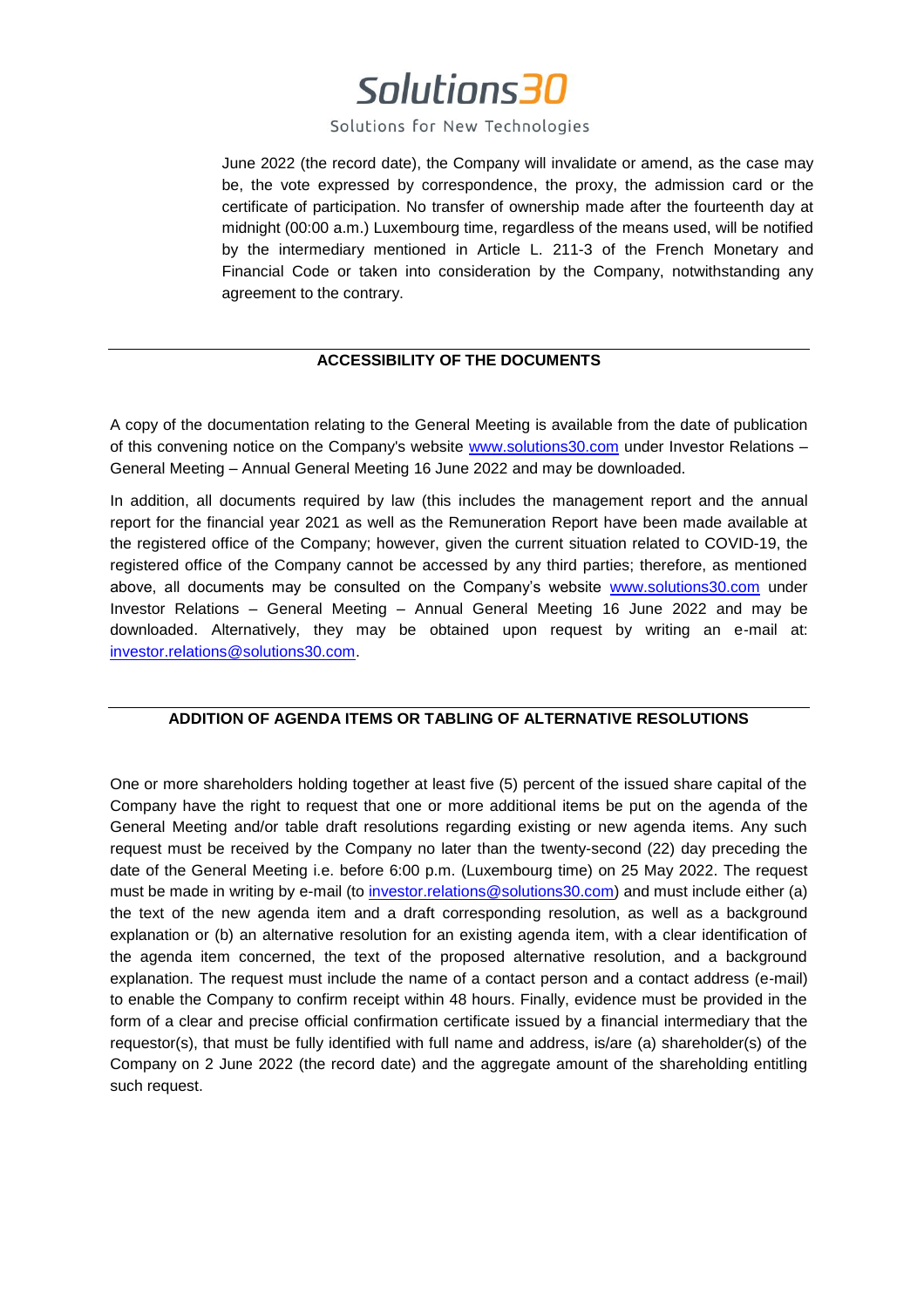June 2022 (the record date), the Company will invalidate or amend, as the case may be, the vote expressed by correspondence, the proxy, the admission card or the certificate of participation. No transfer of ownership made after the fourteenth day at midnight (00:00 a.m.) Luxembourg time, regardless of the means used, will be notified by the intermediary mentioned in Article L. 211-3 of the French Monetary and Financial Code or taken into consideration by the Company, notwithstanding any agreement to the contrary.

## ACCESSIBILITY OF THE DOCUMENTS

A copy of the documentation relating to the General Meeting is available from the date of publication of this convening notice on the Company's website www.solutions30.com under Investor Relations – General Meeting – Annual General Meeting 16 June 2022 and may be downloaded.

In addition, all documents required by law (this includes the management report and the annual report for the financial year 2021 as well as the Remuneration Report have been made available at the registered office of the Company; however, given the current situation related to COVID-19, the registered office of the Company cannot be accessed by any third parties; therefore, as mentioned above, all documents may be consulted on the Company's website www.solutions30.com under Investor Relations – General Meeting – Annual General Meeting 16 June 2022 and may be downloaded. Alternatively, they may be obtained upon request by writing an e-mail at: investor.relations@solutions30.com.

## ADDITION OF AGENDA ITEMS OR TABLING OF ALTERNATIVE RESOLUTIONS

One or more shareholders holding together at least five (5) percent of the issued share capital of the Company have the right to request that one or more additional items be put on the agenda of the General Meeting and/or table draft resolutions regarding existing or new agenda items. Any such request must be received by the Company no later than the twenty-second (22) day preceding the date of the General Meeting i.e. before 6:00 p.m. (Luxembourg time) on 25 May 2022. The request must be made in writing by e-mail (to investor.relations@solutions30.com) and must include either (a) the text of the new agenda item and a draft corresponding resolution, as well as a background explanation or (b) an alternative resolution for an existing agenda item, with a clear identification of the agenda item concerned, the text of the proposed alternative resolution, and a background explanation. The request must include the name of a contact person and a contact address (e-mail) to enable the Company to confirm receipt within 48 hours. Finally, evidence must be provided in the form of a clear and precise official confirmation certificate issued by a financial intermediary that the requestor(s), that must be fully identified with full name and address, is/are (a) shareholder(s) of the Company on 2 June 2022 (the record date) and the aggregate amount of the shareholding entitling such request.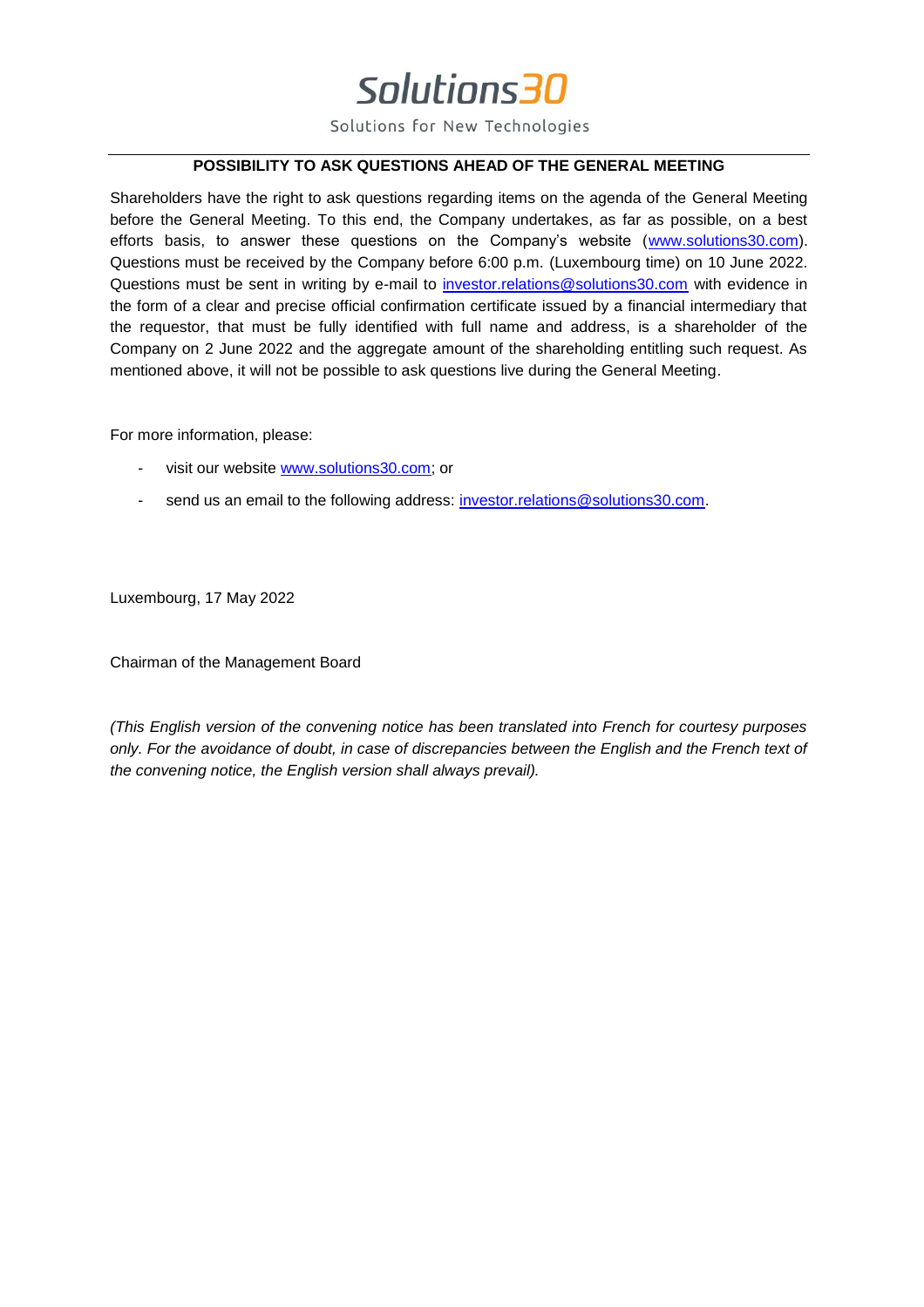Solutions30

Solutions for New Technologies

**POSSIBILITY TO ASK QUESTIONS AHEAD OF THE GENERAL MEETING**

Shareholders have the right to ask questions regarding items on the agenda of the General Meeting before the General Meeting. To this end, the Company undertakes, as far as possible, on a best efforts basis, to answer these questions on the Company's website (www.solutions30.com). Questions must be received by the Company before 6:00 p.m. (Luxembourg time) on 10 June 2022. Questions must be sent in writing by e-mail to investor.relations@solutions30.com with evidence in the form of a clear and precise official confirmation certificate issued by a financial intermediary that the requestor, that must be fully identified with full name and address, is a shareholder of the Company on 2 June 2022 and the aggregate amount of the shareholding entitling such request. As mentioned above, it will not be possible to ask questions live during the General Meeting.

For more information, please:

- visit our website www.solutions30.com; or
- send us an email to the following address: investor.relations@solutions30.com.

Luxembourg, 17 May 2022

Chairman of the Management Board

*(This English version of the convening notice has been translated into French for courtesy purposes only. For the avoidance of doubt, in case of discrepancies between the English and the French text of the convening notice, the English version shall always prevail).*